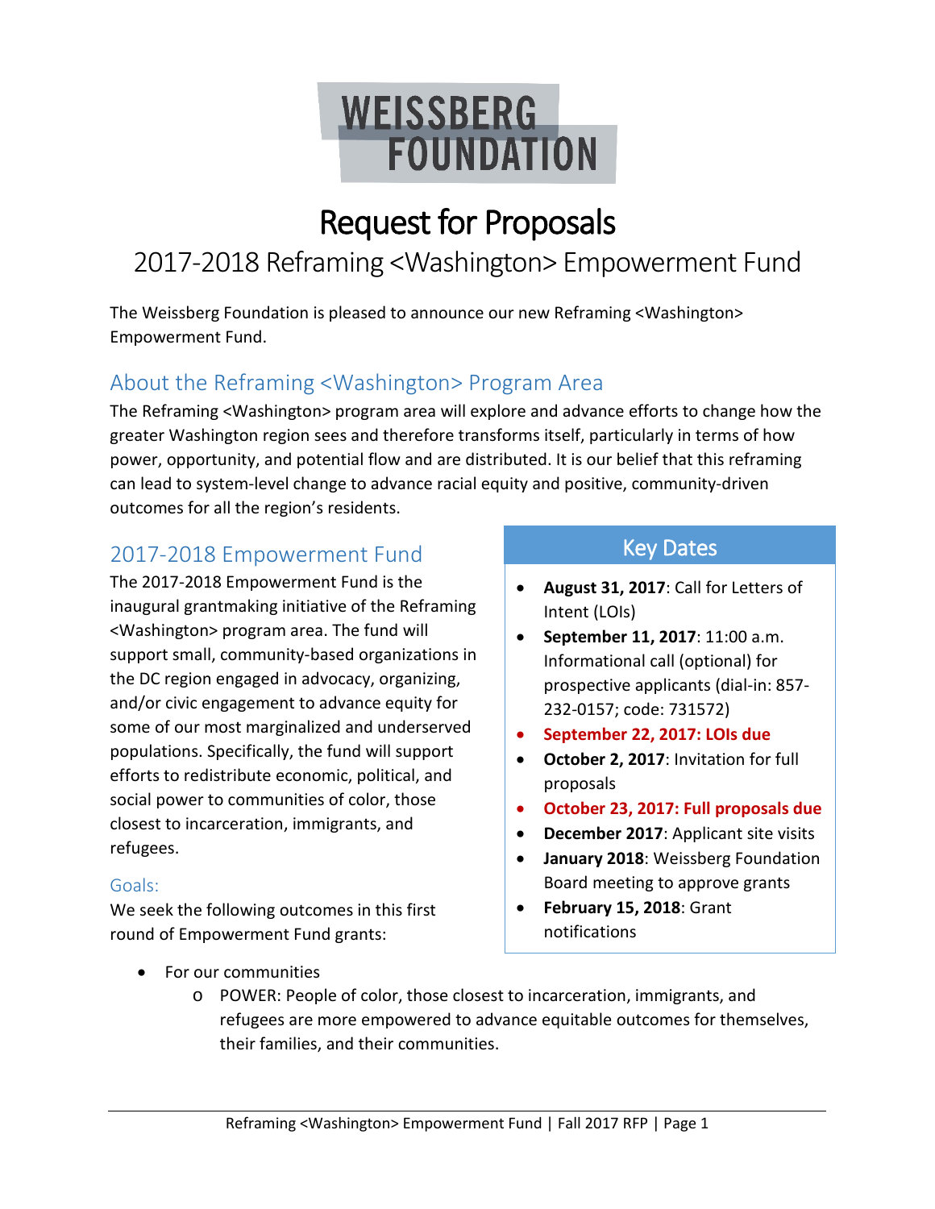WEISSBERG FOUNDATION

# Request for Proposals

## 2017-2018 Reframing <Washington> Empowerment Fund

The Weissberg Foundation is pleased to announce our new Reframing <Washington> Empowerment Fund.

### About the Reframing <Washington> Program Area

The Reframing <Washington> program area will explore and advance efforts to change how the greater Washington region sees and therefore transforms itself, particularly in terms of how power, opportunity, and potential flow and are distributed. It is our belief that this reframing can lead to system-level change to advance racial equity and positive, community-driven outcomes for all the region's residents.

### 2017-2018 Empowerment Fund

The 2017-2018 Empowerment Fund is the inaugural grantmaking initiative of the Reframing <Washington> program area. The fund will support small, community-based organizations in the DC region engaged in advocacy, organizing, and/or civic engagement to advance equity for some of our most marginalized and underserved populations. Specifically, the fund will support efforts to redistribute economic, political, and social power to communities of color, those closest to incarceration, immigrants, and refugees.

#### Key Dates

- **August 31, 2017**: Call for Letters of Intent (LOIs)
- **September 11, 2017**: 11:00 a.m. Informational call (optional) for prospective applicants (dial-in: 857-232-0157; code: 731572)
- **September 22, 2017: LOIs due**
- **October 2, 2017**: Invitation for full proposals
- **October 23, 2017: Full proposals due**
- **December 2017**: Applicant site visits
- **January 2018**: Weissberg Foundation Board meeting to approve grants
- **February 15, 2018**: Grant notifications

#### Goals:

We seek the following outcomes in this first round of Empowerment Fund grants:

- For our communities
  - POWER: People of color, those closest to incarceration, immigrants, and refugees are more empowered to advance equitable outcomes for themselves, their families, and their communities.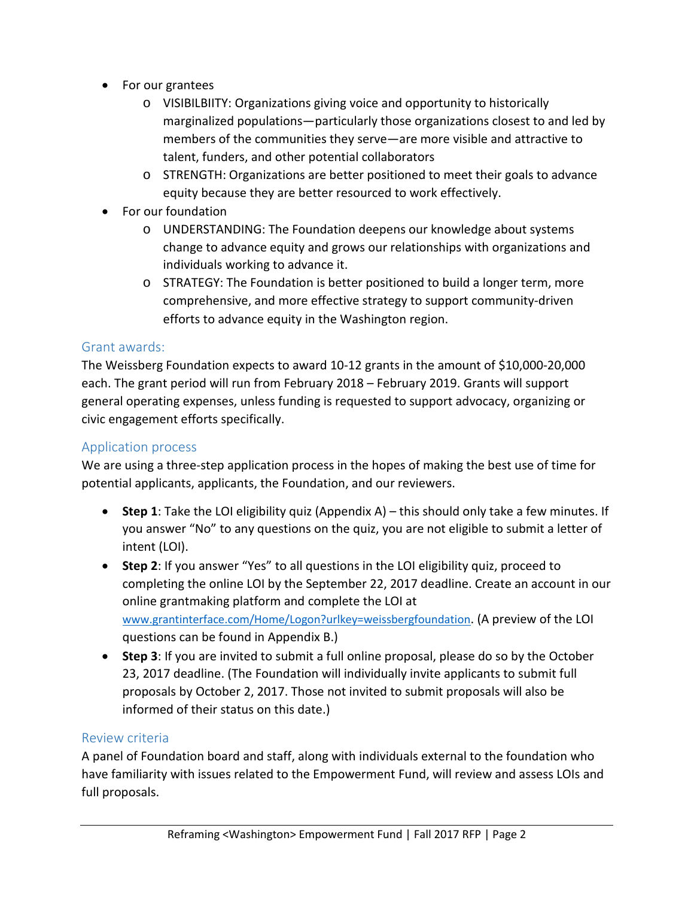- For our grantees
    - VISIBILBIITY: Organizations giving voice and opportunity to historically marginalized populations—particularly those organizations closest to and led by members of the communities they serve—are more visible and attractive to talent, funders, and other potential collaborators
    - STRENGTH: Organizations are better positioned to meet their goals to advance equity because they are better resourced to work effectively.
- For our foundation
    - UNDERSTANDING: The Foundation deepens our knowledge about systems change to advance equity and grows our relationships with organizations and individuals working to advance it.
    - STRATEGY: The Foundation is better positioned to build a longer term, more comprehensive, and more effective strategy to support community-driven efforts to advance equity in the Washington region.

## Grant awards:

The Weissberg Foundation expects to award 10-12 grants in the amount of $10,000-20,000 each. The grant period will run from February 2018 – February 2019. Grants will support general operating expenses, unless funding is requested to support advocacy, organizing or civic engagement efforts specifically.

## Application process

We are using a three-step application process in the hopes of making the best use of time for potential applicants, applicants, the Foundation, and our reviewers.

- **Step 1**: Take the LOI eligibility quiz (Appendix A) – this should only take a few minutes. If you answer "No" to any questions on the quiz, you are not eligible to submit a letter of intent (LOI).
- **Step 2**: If you answer "Yes" to all questions in the LOI eligibility quiz, proceed to completing the online LOI by the September 22, 2017 deadline. Create an account in our online grantmaking platform and complete the LOI at www.grantinterface.com/Home/Logon?urlkey=weissbergfoundation. (A preview of the LOI questions can be found in Appendix B.)
- **Step 3**: If you are invited to submit a full online proposal, please do so by the October 23, 2017 deadline. (The Foundation will individually invite applicants to submit full proposals by October 2, 2017. Those not invited to submit proposals will also be informed of their status on this date.)

## Review criteria

A panel of Foundation board and staff, along with individuals external to the foundation who have familiarity with issues related to the Empowerment Fund, will review and assess LOIs and full proposals.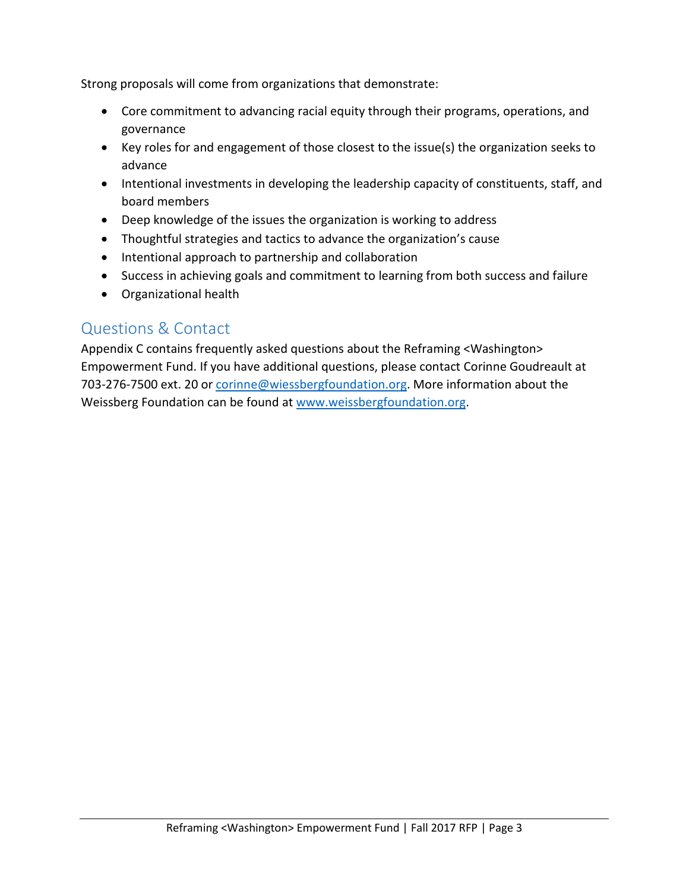Strong proposals will come from organizations that demonstrate:

- Core commitment to advancing racial equity through their programs, operations, and governance
- Key roles for and engagement of those closest to the issue(s) the organization seeks to advance
- Intentional investments in developing the leadership capacity of constituents, staff, and board members
- Deep knowledge of the issues the organization is working to address
- Thoughtful strategies and tactics to advance the organization's cause
- Intentional approach to partnership and collaboration
- Success in achieving goals and commitment to learning from both success and failure
- Organizational health

## Questions & Contact

Appendix C contains frequently asked questions about the Reframing <Washington> Empowerment Fund. If you have additional questions, please contact Corinne Goudreault at 703-276-7500 ext. 20 or corinne@wiessbergfoundation.org. More information about the Weissberg Foundation can be found at www.weissbergfoundation.org.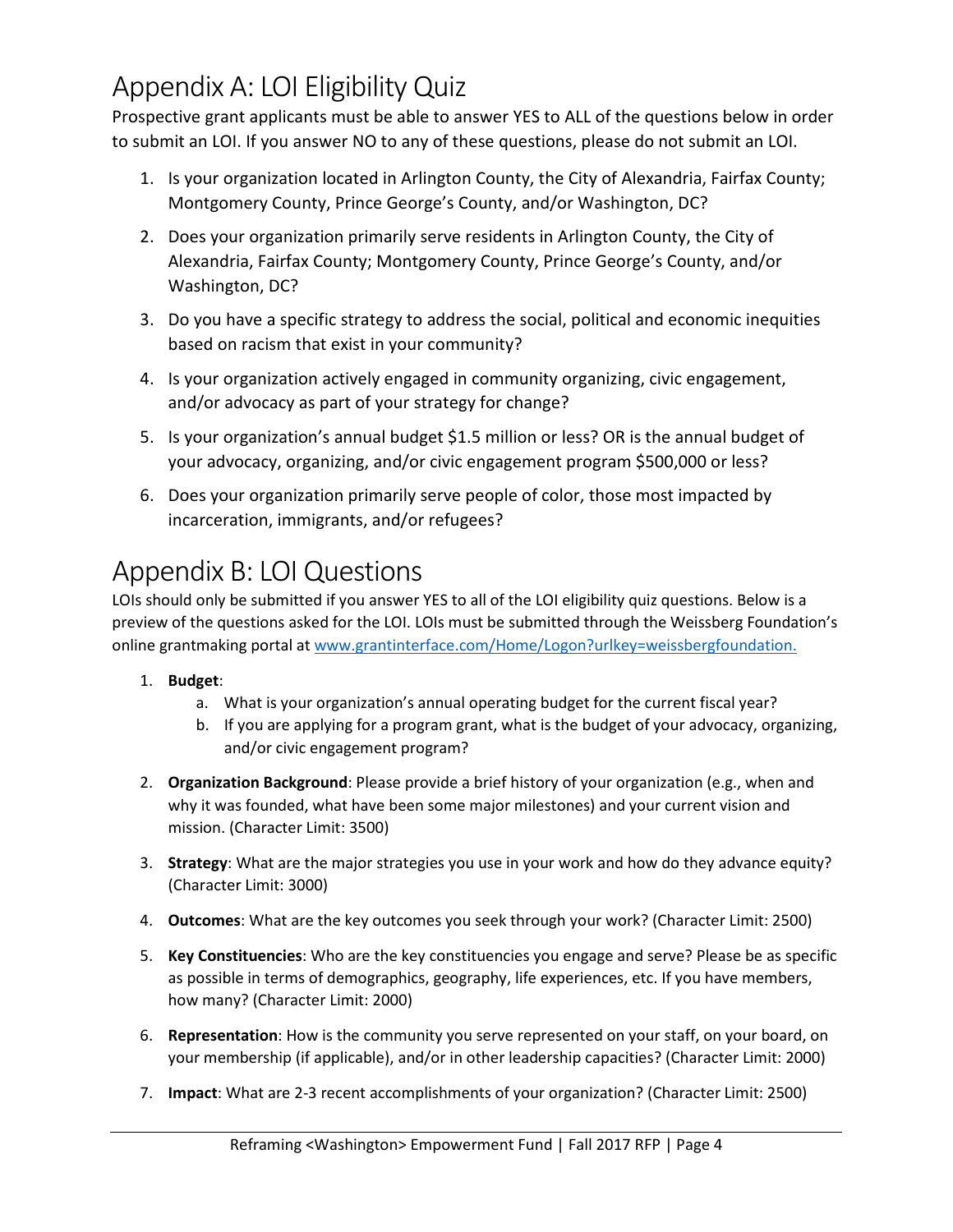# Appendix A: LOI Eligibility Quiz

Prospective grant applicants must be able to answer YES to ALL of the questions below in order to submit an LOI. If you answer NO to any of these questions, please do not submit an LOI.

1. Is your organization located in Arlington County, the City of Alexandria, Fairfax County; Montgomery County, Prince George's County, and/or Washington, DC?
2. Does your organization primarily serve residents in Arlington County, the City of Alexandria, Fairfax County; Montgomery County, Prince George's County, and/or Washington, DC?
3. Do you have a specific strategy to address the social, political and economic inequities based on racism that exist in your community?
4. Is your organization actively engaged in community organizing, civic engagement, and/or advocacy as part of your strategy for change?
5. Is your organization's annual budget $1.5 million or less? OR is the annual budget of your advocacy, organizing, and/or civic engagement program $500,000 or less?
6. Does your organization primarily serve people of color, those most impacted by incarceration, immigrants, and/or refugees?

# Appendix B: LOI Questions

LOIs should only be submitted if you answer YES to all of the LOI eligibility quiz questions. Below is a preview of the questions asked for the LOI. LOIs must be submitted through the Weissberg Foundation's online grantmaking portal at [www.grantinterface.com/Home/Logon?urlkey=weissbergfoundation.](www.grantinterface.com/Home/Logon?urlkey=weissbergfoundation)

1. **Budget**:
   a. What is your organization's annual operating budget for the current fiscal year?
   b. If you are applying for a program grant, what is the budget of your advocacy, organizing, and/or civic engagement program?
2. **Organization Background**: Please provide a brief history of your organization (e.g., when and why it was founded, what have been some major milestones) and your current vision and mission. (Character Limit: 3500)
3. **Strategy**: What are the major strategies you use in your work and how do they advance equity? (Character Limit: 3000)
4. **Outcomes**: What are the key outcomes you seek through your work? (Character Limit: 2500)
5. **Key Constituencies**: Who are the key constituencies you engage and serve? Please be as specific as possible in terms of demographics, geography, life experiences, etc. If you have members, how many? (Character Limit: 2000)
6. **Representation**: How is the community you serve represented on your staff, on your board, on your membership (if applicable), and/or in other leadership capacities? (Character Limit: 2000)
7. **Impact**: What are 2-3 recent accomplishments of your organization? (Character Limit: 2500)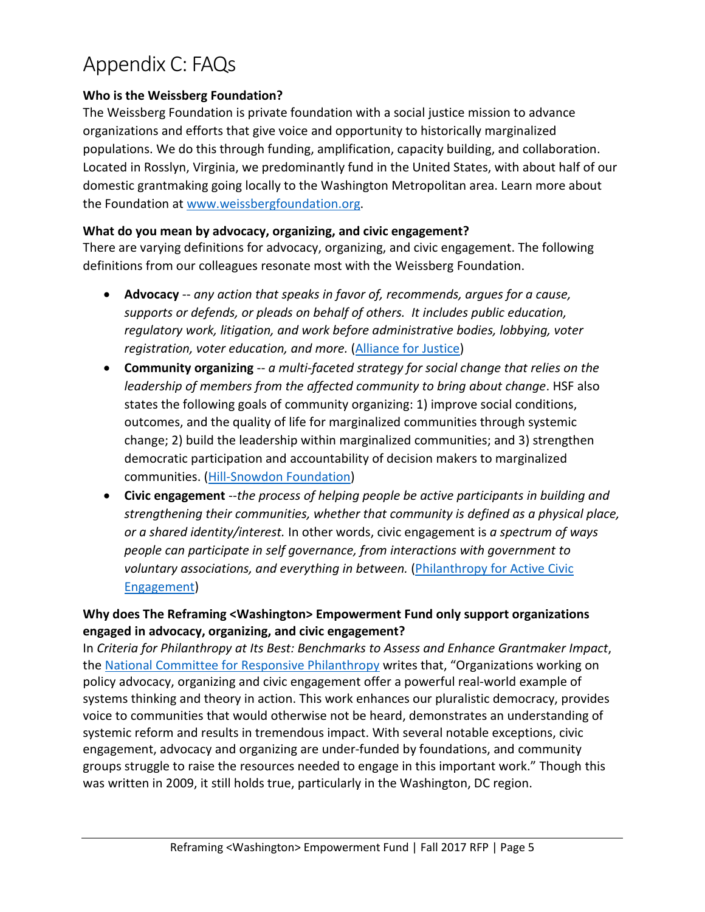# Appendix C: FAQs

**Who is the Weissberg Foundation?**

The Weissberg Foundation is private foundation with a social justice mission to advance organizations and efforts that give voice and opportunity to historically marginalized populations. We do this through funding, amplification, capacity building, and collaboration. Located in Rosslyn, Virginia, we predominantly fund in the United States, with about half of our domestic grantmaking going locally to the Washington Metropolitan area. Learn more about the Foundation at [www.weissbergfoundation.org](www.weissbergfoundation.org).

**What do you mean by advocacy, organizing, and civic engagement?**

There are varying definitions for advocacy, organizing, and civic engagement. The following definitions from our colleagues resonate most with the Weissberg Foundation.

- **Advocacy** -- *any action that speaks in favor of, recommends, argues for a cause, supports or defends, or pleads on behalf of others. It includes public education, regulatory work, litigation, and work before administrative bodies, lobbying, voter registration, voter education, and more.* (Alliance for Justice)
- **Community organizing** -- *a multi-faceted strategy for social change that relies on the leadership of members from the affected community to bring about change*. HSF also states the following goals of community organizing: 1) improve social conditions, outcomes, and the quality of life for marginalized communities through systemic change; 2) build the leadership within marginalized communities; and 3) strengthen democratic participation and accountability of decision makers to marginalized communities. (Hill-Snowdon Foundation)
- **Civic engagement** --*the process of helping people be active participants in building and strengthening their communities, whether that community is defined as a physical place, or a shared identity/interest.* In other words, civic engagement is *a spectrum of ways people can participate in self governance, from interactions with government to voluntary associations, and everything in between.* (Philanthropy for Active Civic Engagement)

**Why does The Reframing <Washington> Empowerment Fund only support organizations engaged in advocacy, organizing, and civic engagement?**

In *Criteria for Philanthropy at Its Best: Benchmarks to Assess and Enhance Grantmaker Impact*, the National Committee for Responsive Philanthropy writes that, "Organizations working on policy advocacy, organizing and civic engagement offer a powerful real-world example of systems thinking and theory in action. This work enhances our pluralistic democracy, provides voice to communities that would otherwise not be heard, demonstrates an understanding of systemic reform and results in tremendous impact. With several notable exceptions, civic engagement, advocacy and organizing are under-funded by foundations, and community groups struggle to raise the resources needed to engage in this important work." Though this was written in 2009, it still holds true, particularly in the Washington, DC region.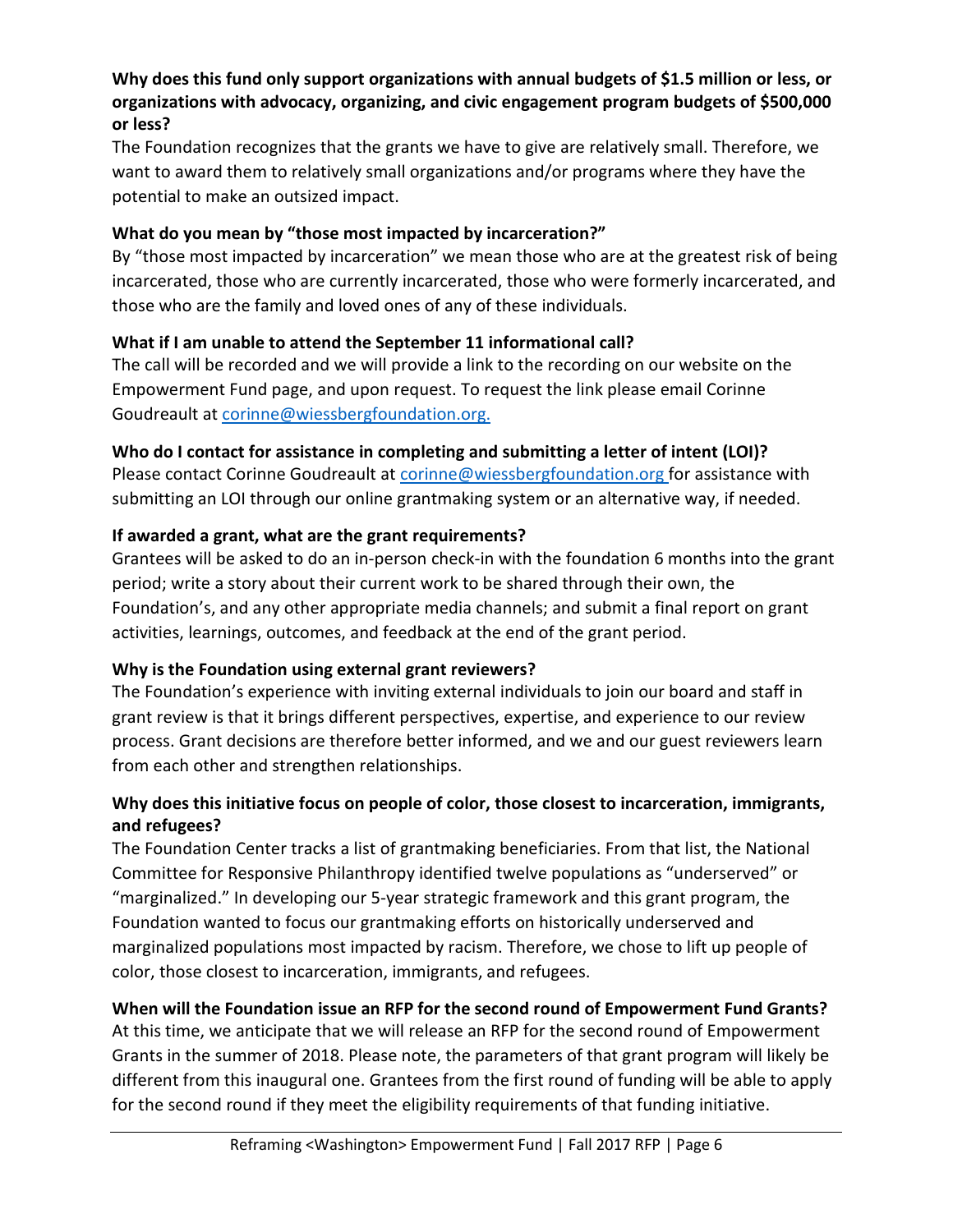**Why does this fund only support organizations with annual budgets of $1.5 million or less, or organizations with advocacy, organizing, and civic engagement program budgets of $500,000 or less?**

The Foundation recognizes that the grants we have to give are relatively small. Therefore, we want to award them to relatively small organizations and/or programs where they have the potential to make an outsized impact.

**What do you mean by "those most impacted by incarceration?"**

By "those most impacted by incarceration" we mean those who are at the greatest risk of being incarcerated, those who are currently incarcerated, those who were formerly incarcerated, and those who are the family and loved ones of any of these individuals.

**What if I am unable to attend the September 11 informational call?**

The call will be recorded and we will provide a link to the recording on our website on the Empowerment Fund page, and upon request. To request the link please email Corinne Goudreault at corinne@wiessbergfoundation.org.

**Who do I contact for assistance in completing and submitting a letter of intent (LOI)?**

Please contact Corinne Goudreault at corinne@wiessbergfoundation.org for assistance with submitting an LOI through our online grantmaking system or an alternative way, if needed.

**If awarded a grant, what are the grant requirements?**

Grantees will be asked to do an in-person check-in with the foundation 6 months into the grant period; write a story about their current work to be shared through their own, the Foundation's, and any other appropriate media channels; and submit a final report on grant activities, learnings, outcomes, and feedback at the end of the grant period.

**Why is the Foundation using external grant reviewers?**

The Foundation's experience with inviting external individuals to join our board and staff in grant review is that it brings different perspectives, expertise, and experience to our review process. Grant decisions are therefore better informed, and we and our guest reviewers learn from each other and strengthen relationships.

**Why does this initiative focus on people of color, those closest to incarceration, immigrants, and refugees?**

The Foundation Center tracks a list of grantmaking beneficiaries. From that list, the National Committee for Responsive Philanthropy identified twelve populations as "underserved" or "marginalized." In developing our 5-year strategic framework and this grant program, the Foundation wanted to focus our grantmaking efforts on historically underserved and marginalized populations most impacted by racism. Therefore, we chose to lift up people of color, those closest to incarceration, immigrants, and refugees.

**When will the Foundation issue an RFP for the second round of Empowerment Fund Grants?**

At this time, we anticipate that we will release an RFP for the second round of Empowerment Grants in the summer of 2018. Please note, the parameters of that grant program will likely be different from this inaugural one. Grantees from the first round of funding will be able to apply for the second round if they meet the eligibility requirements of that funding initiative.